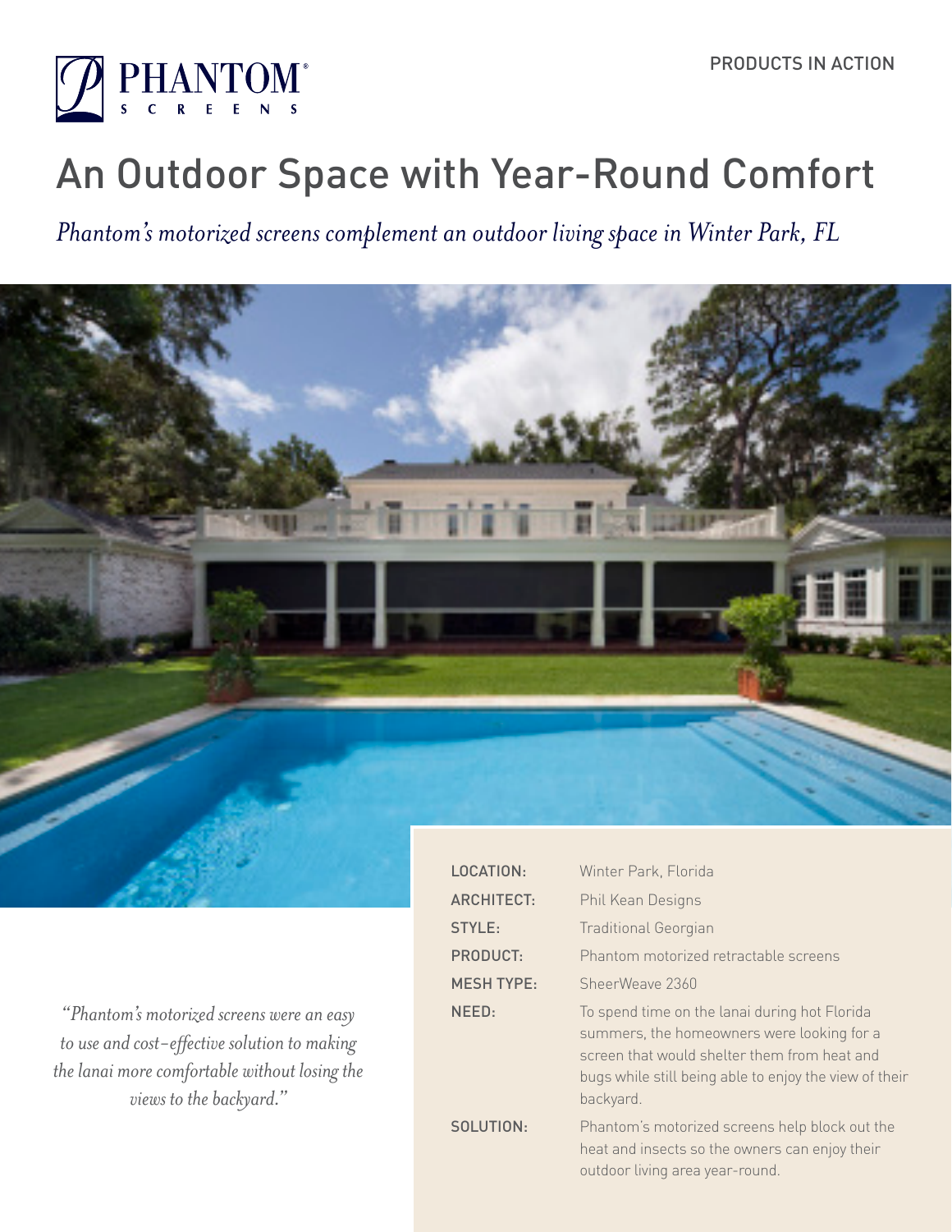PHANTOM SCREENS

PRODUCTS IN ACTION

# An Outdoor Space with Year-Round Comfort

*Phantom's motorized screens complement an outdoor living space in Winter Park, FL*

*"Phantom's motorized screens were an easy to use and cost-effective solution to making the lanai more comfortable without losing the views to the backyard."*

| | |
|---|---|
| LOCATION: | Winter Park, Florida |
| ARCHITECT: | Phil Kean Designs |
| STYLE: | Traditional Georgian |
| PRODUCT: | Phantom motorized retractable screens |
| MESH TYPE: | SheerWeave 2360 |
| NEED: | To spend time on the lanai during hot Florida summers, the homeowners were looking for a screen that would shelter them from heat and bugs while still being able to enjoy the view of their backyard. |
| SOLUTION: | Phantom's motorized screens help block out the heat and insects so the owners can enjoy their outdoor living area year-round. |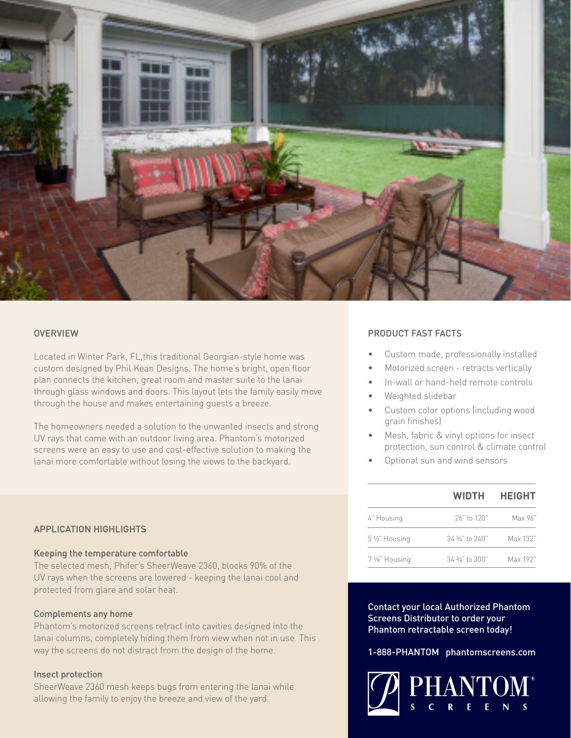## OVERVIEW

Located in Winter Park, FL,this traditional Georgian-style home was custom designed by Phil Kean Designs. The home's bright, open floor plan connects the kitchen, great room and master suite to the lanai through glass windows and doors. This layout lets the family easily move through the house and makes entertaining guests a breeze.

The homeowners needed a solution to the unwanted insects and strong UV rays that come with an outdoor living area. Phantom's motorized screens were an easy to use and cost-effective solution to making the lanai more comfortable without losing the views to the backyard.

## APPLICATION HIGHLIGHTS

### Keeping the temperature comfortable

The selected mesh, Phifer's SheerWeave 2360, blocks 90% of the UV rays when the screens are lowered - keeping the lanai cool and protected from glare and solar heat.

### Complements any home

Phantom's motorized screens retract into cavities designed into the lanai columns, completely hiding them from view when not in use. This way the screens do not distract from the design of the home.

### Insect protection

SheerWeave 2360 mesh keeps bugs from entering the lanai while allowing the family to enjoy the breeze and view of the yard.

## PRODUCT FAST FACTS

- Custom made, professionally installed
- Motorized screen - retracts vertically
- In-wall or hand-held remote controls
- Weighted slidebar
- Custom color options (including wood grain finishes)
- Mesh, fabric & vinyl options for insect protection, sun control & climate control
- Optional sun and wind sensors

| | WIDTH | HEIGHT |
|---|---|---|
| 4" Housing | 26" to 120" | Max 96" |
| 5 ½" Housing | 34 ¾" to 240" | Max 132" |
| 7 ⅛" Housing | 34 ¾" to 300" | Max 192" |

Contact your local Authorized Phantom Screens Distributor to order your Phantom retractable screen today!

1-888-PHANTOM phantomscreens.com

PHANTOM® SCREENS